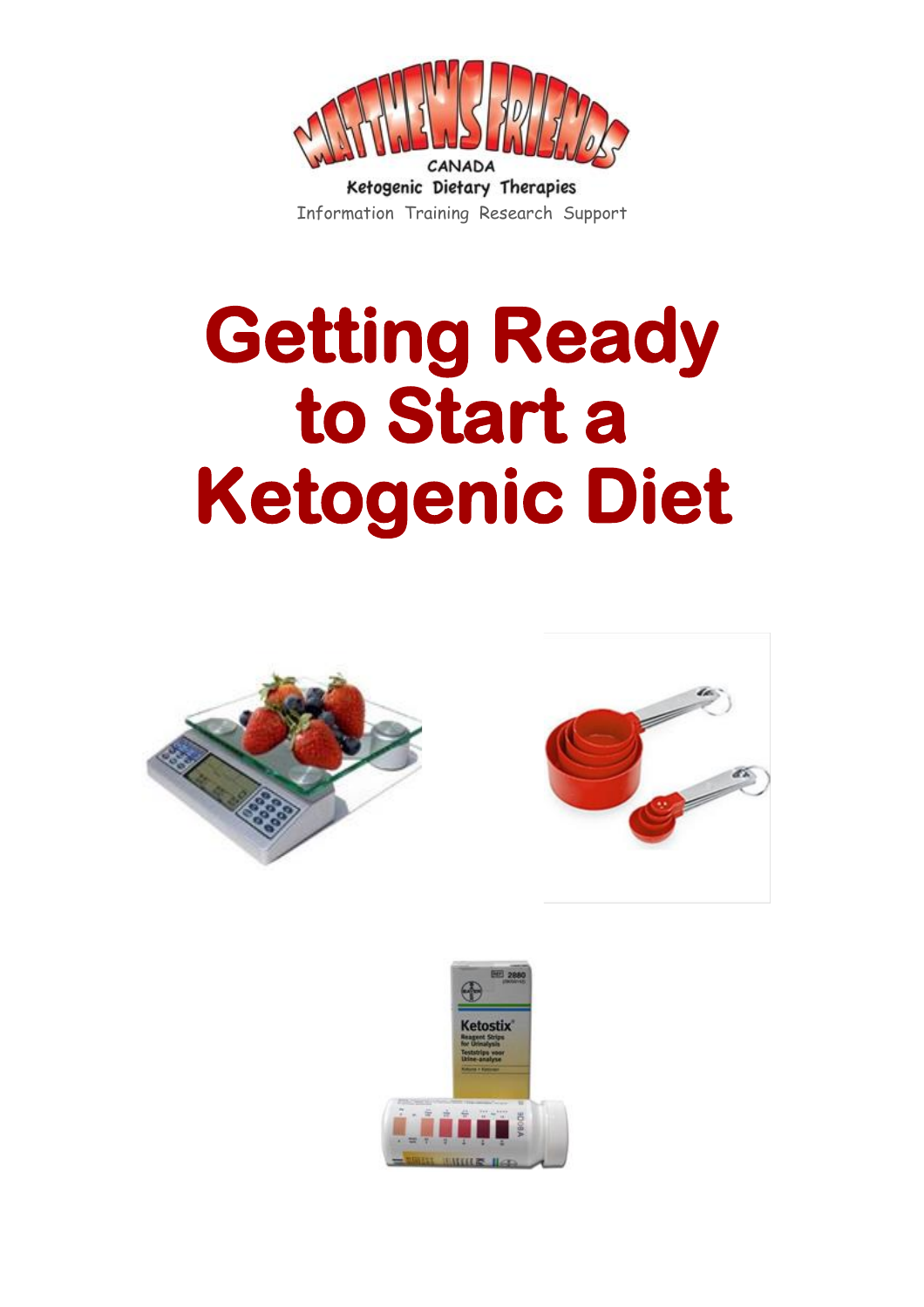MATTHEWS FRIENDS

CANADA

Ketogenic Dietary Therapies

Information Training Research Support

# Getting Ready to Start a Ketogenic Diet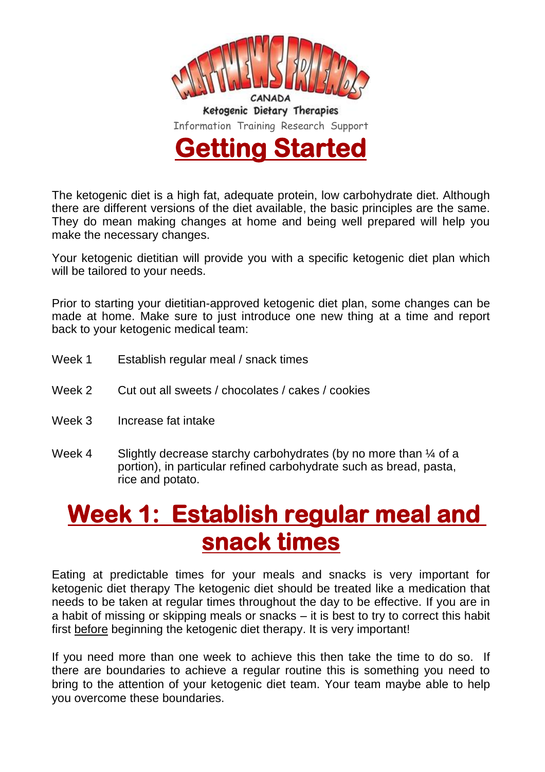MATTHEWS FRIENDS CANADA

Ketogenic Dietary Therapies

Information Training Research Support

# Getting Started

The ketogenic diet is a high fat, adequate protein, low carbohydrate diet. Although there are different versions of the diet available, the basic principles are the same. They do mean making changes at home and being well prepared will help you make the necessary changes.

Your ketogenic dietitian will provide you with a specific ketogenic diet plan which will be tailored to your needs.

Prior to starting your dietitian-approved ketogenic diet plan, some changes can be made at home. Make sure to just introduce one new thing at a time and report back to your ketogenic medical team:

- Week 1 Establish regular meal / snack times
- Week 2 Cut out all sweets / chocolates / cakes / cookies
- Week 3 Increase fat intake
- Week 4 Slightly decrease starchy carbohydrates (by no more than ¼ of a portion), in particular refined carbohydrate such as bread, pasta, rice and potato.

## Week 1: Establish regular meal and snack times

Eating at predictable times for your meals and snacks is very important for ketogenic diet therapy The ketogenic diet should be treated like a medication that needs to be taken at regular times throughout the day to be effective. If you are in a habit of missing or skipping meals or snacks – it is best to try to correct this habit first <u>before</u> beginning the ketogenic diet therapy. It is very important!

If you need more than one week to achieve this then take the time to do so. If there are boundaries to achieve a regular routine this is something you need to bring to the attention of your ketogenic diet team. Your team maybe able to help you overcome these boundaries.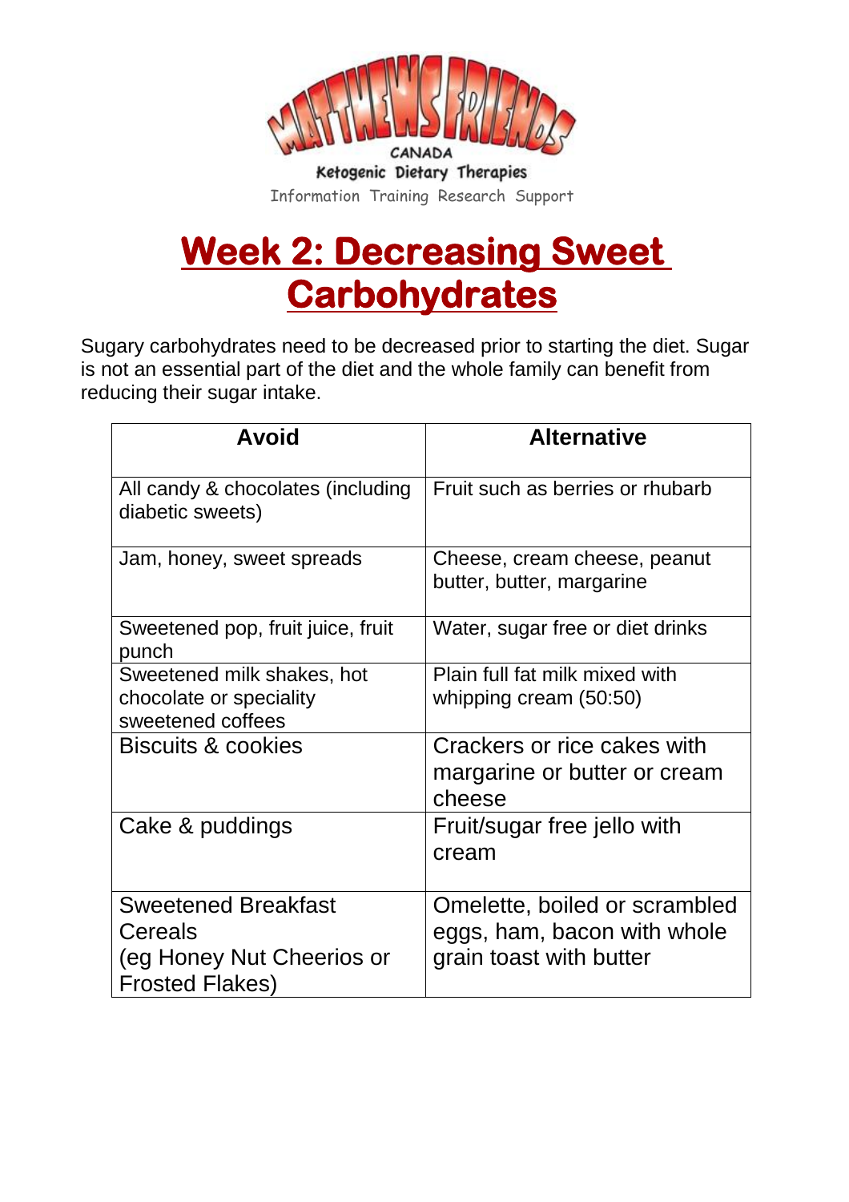MATTHEWS FRIENDS CANADA

Ketogenic Dietary Therapies

Information Training Research Support

# Week 2: Decreasing Sweet Carbohydrates

Sugary carbohydrates need to be decreased prior to starting the diet. Sugar is not an essential part of the diet and the whole family can benefit from reducing their sugar intake.

| Avoid | Alternative |
|---|---|
| All candy & chocolates (including diabetic sweets) | Fruit such as berries or rhubarb |
| Jam, honey, sweet spreads | Cheese, cream cheese, peanut butter, butter, margarine |
| Sweetened pop, fruit juice, fruit punch | Water, sugar free or diet drinks |
| Sweetened milk shakes, hot chocolate or speciality sweetened coffees | Plain full fat milk mixed with whipping cream (50:50) |
| Biscuits & cookies | Crackers or rice cakes with margarine or butter or cream cheese |
| Cake & puddings | Fruit/sugar free jello with cream |
| Sweetened Breakfast Cereals (eg Honey Nut Cheerios or Frosted Flakes) | Omelette, boiled or scrambled eggs, ham, bacon with whole grain toast with butter |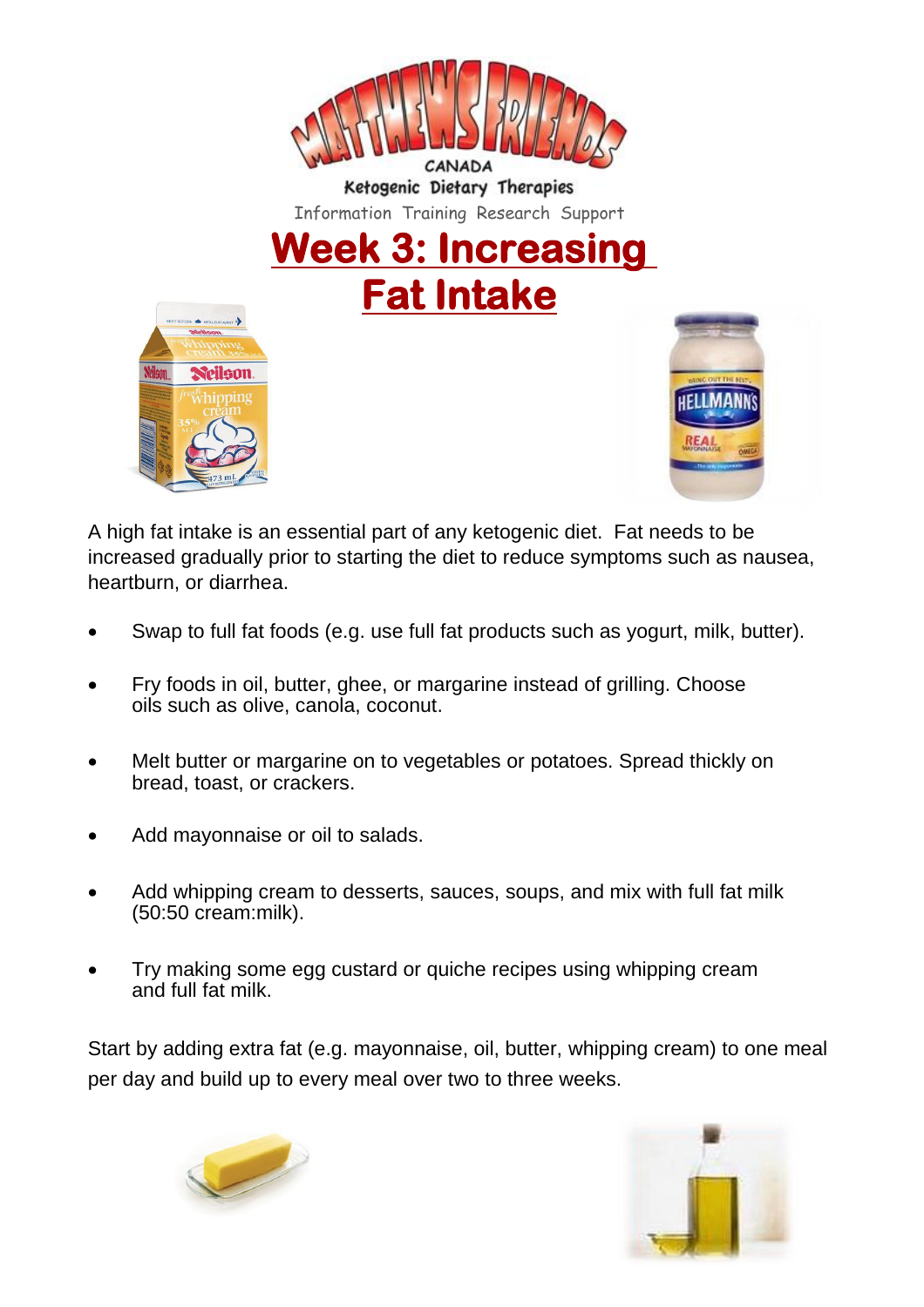MATTHEWS FRIENDS CANADA

Ketogenic Dietary Therapies

Information Training Research Support

# Week 3: Increasing Fat Intake

A high fat intake is an essential part of any ketogenic diet. Fat needs to be increased gradually prior to starting the diet to reduce symptoms such as nausea, heartburn, or diarrhea.

- Swap to full fat foods (e.g. use full fat products such as yogurt, milk, butter).
- Fry foods in oil, butter, ghee, or margarine instead of grilling. Choose oils such as olive, canola, coconut.
- Melt butter or margarine on to vegetables or potatoes. Spread thickly on bread, toast, or crackers.
- Add mayonnaise or oil to salads.
- Add whipping cream to desserts, sauces, soups, and mix with full fat milk (50:50 cream:milk).
- Try making some egg custard or quiche recipes using whipping cream and full fat milk.

Start by adding extra fat (e.g. mayonnaise, oil, butter, whipping cream) to one meal per day and build up to every meal over two to three weeks.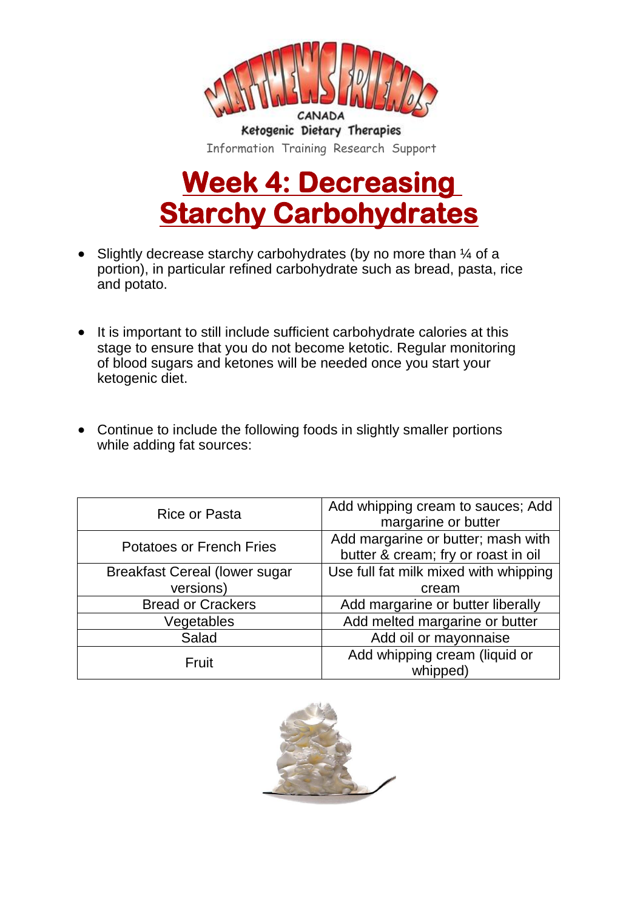Matthews Friends Canada

Ketogenic Dietary Therapies

Information Training Research Support

# Week 4: Decreasing Starchy Carbohydrates

- Slightly decrease starchy carbohydrates (by no more than ¼ of a portion), in particular refined carbohydrate such as bread, pasta, rice and potato.

- It is important to still include sufficient carbohydrate calories at this stage to ensure that you do not become ketotic. Regular monitoring of blood sugars and ketones will be needed once you start your ketogenic diet.

- Continue to include the following foods in slightly smaller portions while adding fat sources:

| | |
|---|---|
| Rice or Pasta | Add whipping cream to sauces; Add margarine or butter |
| Potatoes or French Fries | Add margarine or butter; mash with butter & cream; fry or roast in oil |
| Breakfast Cereal (lower sugar versions) | Use full fat milk mixed with whipping cream |
| Bread or Crackers | Add margarine or butter liberally |
| Vegetables | Add melted margarine or butter |
| Salad | Add oil or mayonnaise |
| Fruit | Add whipping cream (liquid or whipped) |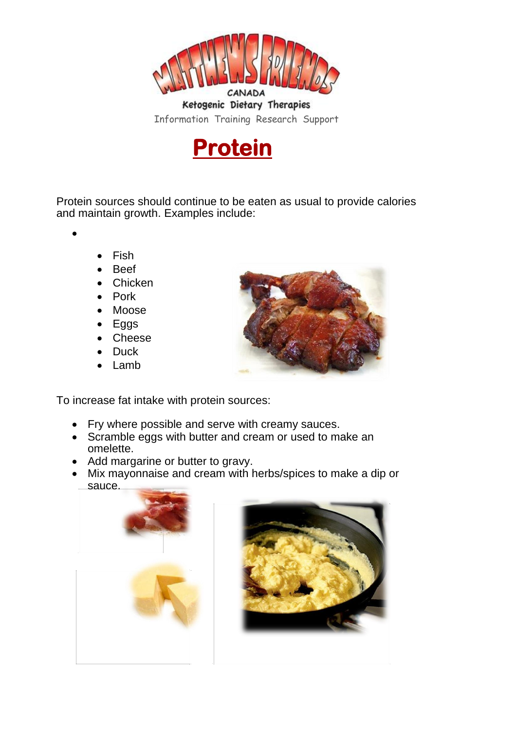# Protein

Protein sources should continue to be eaten as usual to provide calories and maintain growth. Examples include:

- Fish
- Beef
- Chicken
- Pork
- Moose
- Eggs
- Cheese
- Duck
- Lamb

To increase fat intake with protein sources:

- Fry where possible and serve with creamy sauces.
- Scramble eggs with butter and cream or used to make an omelette.
- Add margarine or butter to gravy.
- Mix mayonnaise and cream with herbs/spices to make a dip or sauce.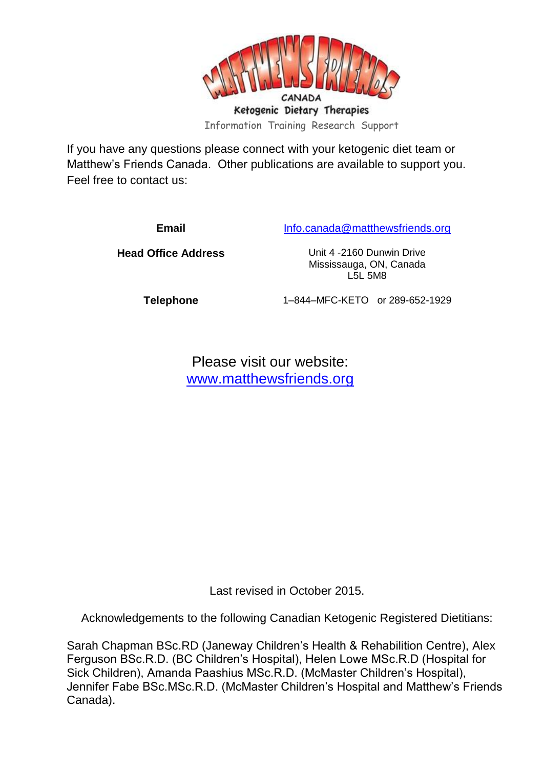MATTHEWS FRIENDS

CANADA

Ketogenic Dietary Therapies

Information Training Research Support

If you have any questions please connect with your ketogenic diet team or Matthew's Friends Canada. Other publications are available to support you. Feel free to contact us:

| | |
|---|---|
| **Email** | Info.canada@matthewsfriends.org |
| **Head Office Address** | Unit 4 -2160 Dunwin Drive Mississauga, ON, Canada L5L 5M8 |
| **Telephone** | 1–844–MFC-KETO or 289-652-1929 |

Please visit our website:
www.matthewsfriends.org

Last revised in October 2015.

Acknowledgements to the following Canadian Ketogenic Registered Dietitians:

Sarah Chapman BSc.RD (Janeway Children's Health & Rehabilition Centre), Alex Ferguson BSc.R.D. (BC Children's Hospital), Helen Lowe MSc.R.D (Hospital for Sick Children), Amanda Paashius MSc.R.D. (McMaster Children's Hospital), Jennifer Fabe BSc.MSc.R.D. (McMaster Children's Hospital and Matthew's Friends Canada).